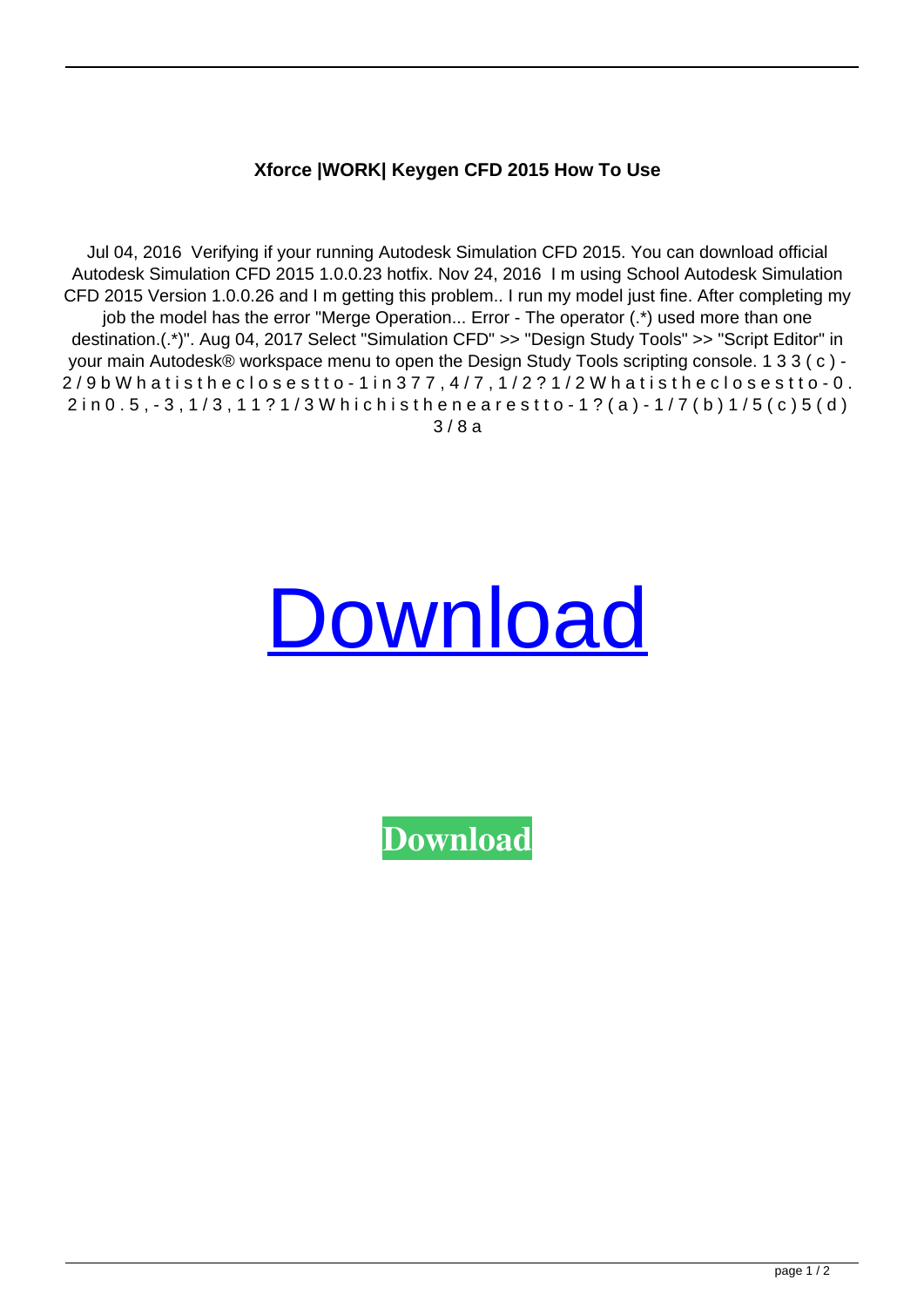**Xforce |WORK| Keygen CFD 2015 How To Use**

Jul 04, 2016 Verifying if your running Autodesk Simulation CFD 2015. You can download official Autodesk Simulation CFD 2015 1.0.0.23 hotfix. Nov 24, 2016 I m using School Autodesk Simulation CFD 2015 Version 1.0.0.26 and I m getting this problem.. I run my model just fine. After completing my job the model has the error "Merge Operation... Error - The operator (.*) used more than one destination.(.*)". Aug 04, 2017 Select "Simulation CFD" >> "Design Study Tools" >> "Script Editor" in your main Autodesk® workspace menu to open the Design Study Tools scripting console. 1 3 3 ( c ) - 2 / 9 b W h a t i s t h e c l o s e s t t o - 1 i n 3 7 7 , 4 / 7 , 1 / 2 ? 1 / 2 W h a t i s t h e c l o s e s t t o - 0 . 2 i n 0 . 5 , - 3 , 1 / 3 , 1 1 ? 1 / 3 W h i c h i s t h e n e a r e s t t o - 1 ? ( a ) - 1 / 7 ( b ) 1 / 5 ( c ) 5 ( d ) 3 / 8 a

Download

Download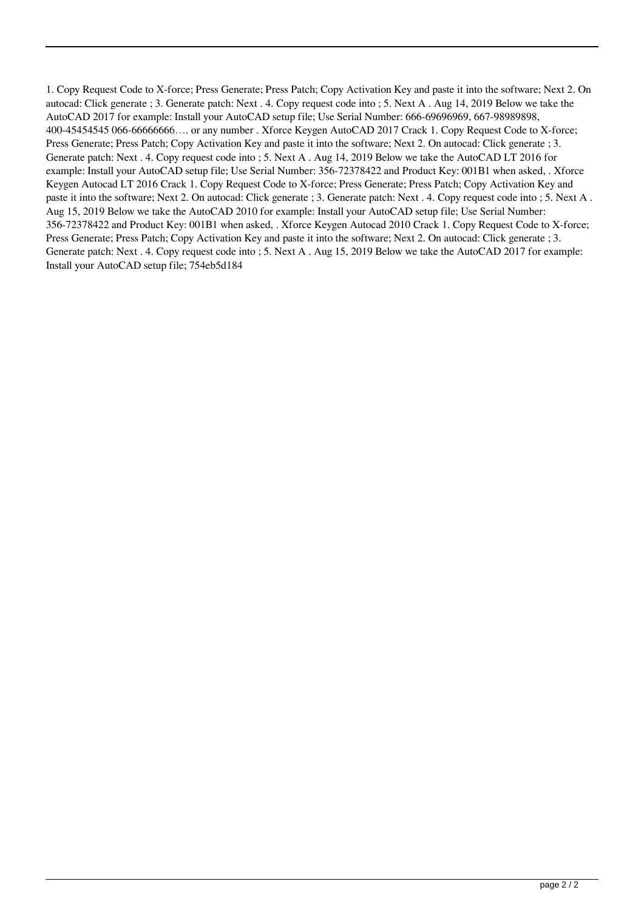1. Copy Request Code to X-force; Press Generate; Press Patch; Copy Activation Key and paste it into the software; Next 2. On autocad: Click generate ; 3. Generate patch: Next . 4. Copy request code into ; 5. Next A . Aug 14, 2019 Below we take the AutoCAD 2017 for example: Install your AutoCAD setup file; Use Serial Number: 666-69696969, 667-98989898, 400-45454545 066-66666666…. or any number . Xforce Keygen AutoCAD 2017 Crack 1. Copy Request Code to X-force; Press Generate; Press Patch; Copy Activation Key and paste it into the software; Next 2. On autocad: Click generate ; 3. Generate patch: Next . 4. Copy request code into ; 5. Next A . Aug 14, 2019 Below we take the AutoCAD LT 2016 for example: Install your AutoCAD setup file; Use Serial Number: 356-72378422 and Product Key: 001B1 when asked, . Xforce Keygen Autocad LT 2016 Crack 1. Copy Request Code to X-force; Press Generate; Press Patch; Copy Activation Key and paste it into the software; Next 2. On autocad: Click generate ; 3. Generate patch: Next . 4. Copy request code into ; 5. Next A . Aug 15, 2019 Below we take the AutoCAD 2010 for example: Install your AutoCAD setup file; Use Serial Number: 356-72378422 and Product Key: 001B1 when asked, . Xforce Keygen Autocad 2010 Crack 1. Copy Request Code to X-force; Press Generate; Press Patch; Copy Activation Key and paste it into the software; Next 2. On autocad: Click generate ; 3. Generate patch: Next . 4. Copy request code into ; 5. Next A . Aug 15, 2019 Below we take the AutoCAD 2017 for example: Install your AutoCAD setup file; 754eb5d184